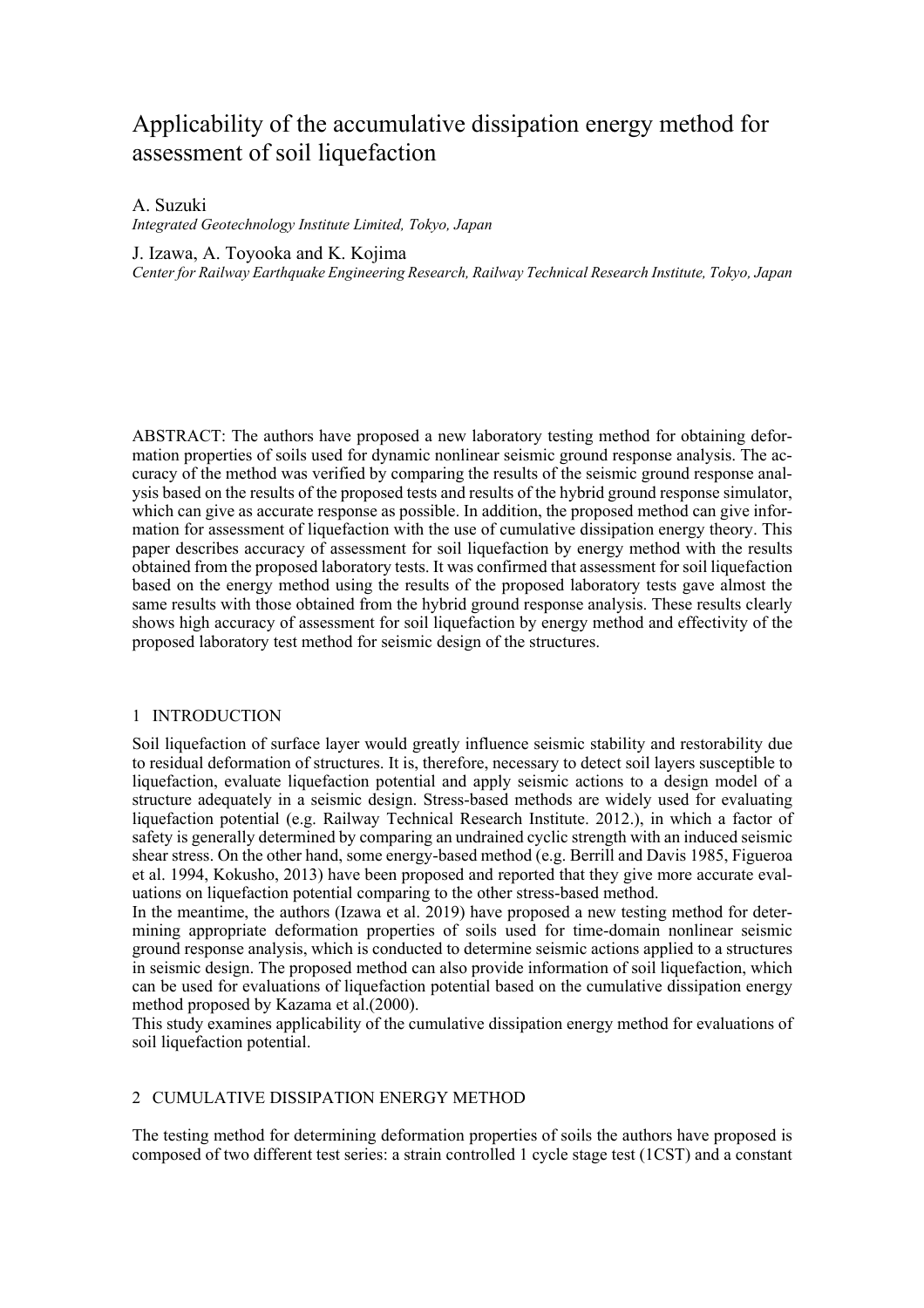# Applicability of the accumulative dissipation energy method for assessment of soil liquefaction

A. Suzuki
*Integrated Geotechnology Institute Limited, Tokyo, Japan*

J. Izawa, A. Toyooka and K. Kojima
*Center for Railway Earthquake Engineering Research, Railway Technical Research Institute, Tokyo, Japan*

ABSTRACT: The authors have proposed a new laboratory testing method for obtaining deformation properties of soils used for dynamic nonlinear seismic ground response analysis. The accuracy of the method was verified by comparing the results of the seismic ground response analysis based on the results of the proposed tests and results of the hybrid ground response simulator, which can give as accurate response as possible. In addition, the proposed method can give information for assessment of liquefaction with the use of cumulative dissipation energy theory. This paper describes accuracy of assessment for soil liquefaction by energy method with the results obtained from the proposed laboratory tests. It was confirmed that assessment for soil liquefaction based on the energy method using the results of the proposed laboratory tests gave almost the same results with those obtained from the hybrid ground response analysis. These results clearly shows high accuracy of assessment for soil liquefaction by energy method and effectivity of the proposed laboratory test method for seismic design of the structures.

## 1 INTRODUCTION

Soil liquefaction of surface layer would greatly influence seismic stability and restorability due to residual deformation of structures. It is, therefore, necessary to detect soil layers susceptible to liquefaction, evaluate liquefaction potential and apply seismic actions to a design model of a structure adequately in a seismic design. Stress-based methods are widely used for evaluating liquefaction potential (e.g. Railway Technical Research Institute. 2012.), in which a factor of safety is generally determined by comparing an undrained cyclic strength with an induced seismic shear stress. On the other hand, some energy-based method (e.g. Berrill and Davis 1985, Figueroa et al. 1994, Kokusho, 2013) have been proposed and reported that they give more accurate evaluations on liquefaction potential comparing to the other stress-based method.

In the meantime, the authors (Izawa et al. 2019) have proposed a new testing method for determining appropriate deformation properties of soils used for time-domain nonlinear seismic ground response analysis, which is conducted to determine seismic actions applied to a structures in seismic design. The proposed method can also provide information of soil liquefaction, which can be used for evaluations of liquefaction potential based on the cumulative dissipation energy method proposed by Kazama et al.(2000).

This study examines applicability of the cumulative dissipation energy method for evaluations of soil liquefaction potential.

## 2 CUMULATIVE DISSIPATION ENERGY METHOD

The testing method for determining deformation properties of soils the authors have proposed is composed of two different test series: a strain controlled 1 cycle stage test (1CST) and a constant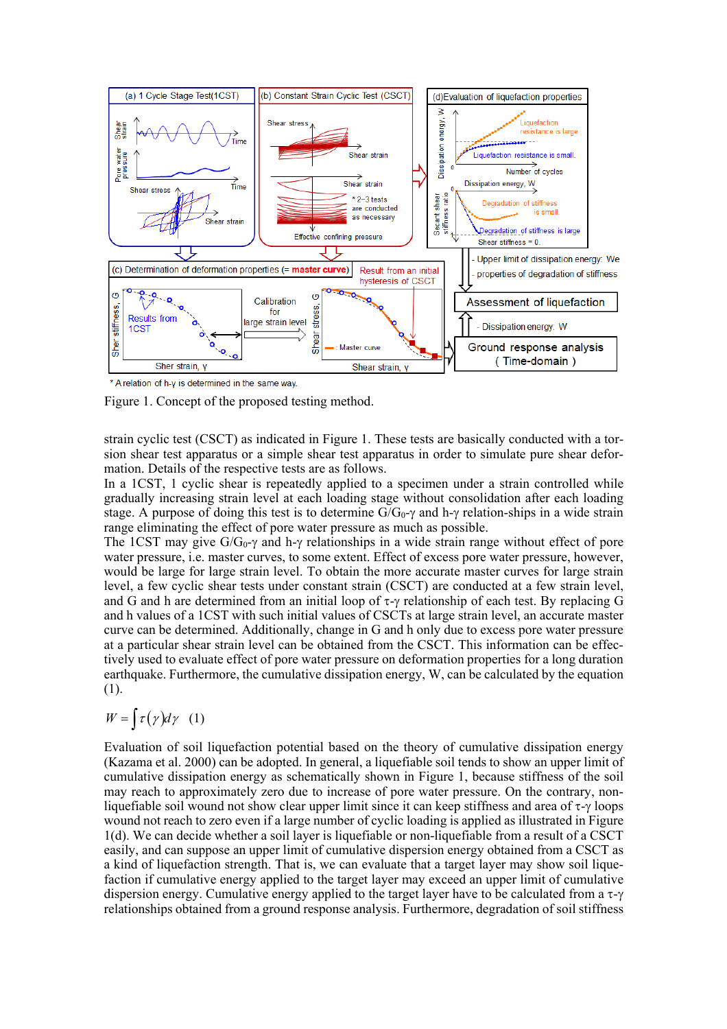Figure 1. Concept of the proposed testing method.

strain cyclic test (CSCT) as indicated in Figure 1. These tests are basically conducted with a torsion shear test apparatus or a simple shear test apparatus in order to simulate pure shear deformation. Details of the respective tests are as follows.

In a 1CST, 1 cyclic shear is repeatedly applied to a specimen under a strain controlled while gradually increasing strain level at each loading stage without consolidation after each loading stage. A purpose of doing this test is to determine $G/G_0$-$\gamma$ and h-$\gamma$ relation-ships in a wide strain range eliminating the effect of pore water pressure as much as possible.

The 1CST may give $G/G_0$-$\gamma$ and h-$\gamma$ relationships in a wide strain range without effect of pore water pressure, i.e. master curves, to some extent. Effect of excess pore water pressure, however, would be large for large strain level. To obtain the more accurate master curves for large strain level, a few cyclic shear tests under constant strain (CSCT) are conducted at a few strain level, and G and h are determined from an initial loop of $\tau$-$\gamma$ relationship of each test. By replacing G and h values of a 1CST with such initial values of CSCTs at large strain level, an accurate master curve can be determined. Additionally, change in G and h only due to excess pore water pressure at a particular shear strain level can be obtained from the CSCT. This information can be effectively used to evaluate effect of pore water pressure on deformation properties for a long duration earthquake. Furthermore, the cumulative dissipation energy, W, can be calculated by the equation (1).

$$W = \int \tau(\gamma) d\gamma \quad (1)$$

Evaluation of soil liquefaction potential based on the theory of cumulative dissipation energy (Kazama et al. 2000) can be adopted. In general, a liquefiable soil tends to show an upper limit of cumulative dissipation energy as schematically shown in Figure 1, because stiffness of the soil may reach to approximately zero due to increase of pore water pressure. On the contrary, non-liquefiable soil wound not show clear upper limit since it can keep stiffness and area of $\tau$-$\gamma$ loops wound not reach to zero even if a large number of cyclic loading is applied as illustrated in Figure 1(d). We can decide whether a soil layer is liquefiable or non-liquefiable from a result of a CSCT easily, and can suppose an upper limit of cumulative dispersion energy obtained from a CSCT as a kind of liquefaction strength. That is, we can evaluate that a target layer may show soil liquefaction if cumulative energy applied to the target layer may exceed an upper limit of cumulative dispersion energy. Cumulative energy applied to the target layer have to be calculated from a $\tau$-$\gamma$ relationships obtained from a ground response analysis. Furthermore, degradation of soil stiffness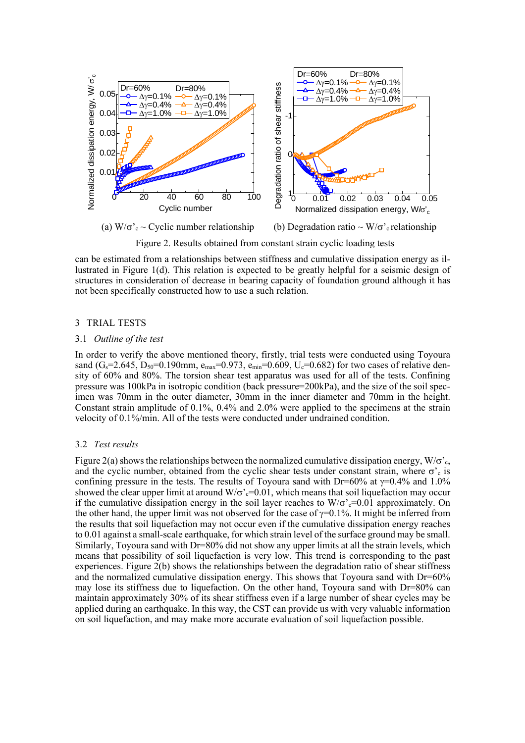(a) $W/\sigma'_c$ ~ Cyclic number relationship

(b) Degradation ratio ~ $W/\sigma'_c$ relationship

Figure 2. Results obtained from constant strain cyclic loading tests

can be estimated from a relationships between stiffness and cumulative dissipation energy as illustrated in Figure 1(d). This relation is expected to be greatly helpful for a seismic design of structures in consideration of decrease in bearing capacity of foundation ground although it has not been specifically constructed how to use a such relation.

## 3 TRIAL TESTS

### 3.1 *Outline of the test*

In order to verify the above mentioned theory, firstly, trial tests were conducted using Toyoura sand ($G_s$=2.645, $D_{50}$=0.190mm, $e_{max}$=0.973, $e_{min}$=0.609, $U_c$=0.682) for two cases of relative density of 60% and 80%. The torsion shear test apparatus was used for all of the tests. Confining pressure was 100kPa in isotropic condition (back pressure=200kPa), and the size of the soil specimen was 70mm in the outer diameter, 30mm in the inner diameter and 70mm in the height. Constant strain amplitude of 0.1%, 0.4% and 2.0% were applied to the specimens at the strain velocity of 0.1%/min. All of the tests were conducted under undrained condition.

### 3.2 *Test results*

Figure 2(a) shows the relationships between the normalized cumulative dissipation energy, $W/\sigma'_c$, and the cyclic number, obtained from the cyclic shear tests under constant strain, where $\sigma'_c$ is confining pressure in the tests. The results of Toyoura sand with Dr=60% at $\gamma$=0.4% and 1.0% showed the clear upper limit at around $W/\sigma'_c$=0.01, which means that soil liquefaction may occur if the cumulative dissipation energy in the soil layer reaches to $W/\sigma'_c$=0.01 approximately. On the other hand, the upper limit was not observed for the case of $\gamma$=0.1%. It might be inferred from the results that soil liquefaction may not occur even if the cumulative dissipation energy reaches to 0.01 against a small-scale earthquake, for which strain level of the surface ground may be small. Similarly, Toyoura sand with Dr=80% did not show any upper limits at all the strain levels, which means that possibility of soil liquefaction is very low. This trend is corresponding to the past experiences. Figure 2(b) shows the relationships between the degradation ratio of shear stiffness and the normalized cumulative dissipation energy. This shows that Toyoura sand with Dr=60% may lose its stiffness due to liquefaction. On the other hand, Toyoura sand with Dr=80% can maintain approximately 30% of its shear stiffness even if a large number of shear cycles may be applied during an earthquake. In this way, the CST can provide us with very valuable information on soil liquefaction, and may make more accurate evaluation of soil liquefaction possible.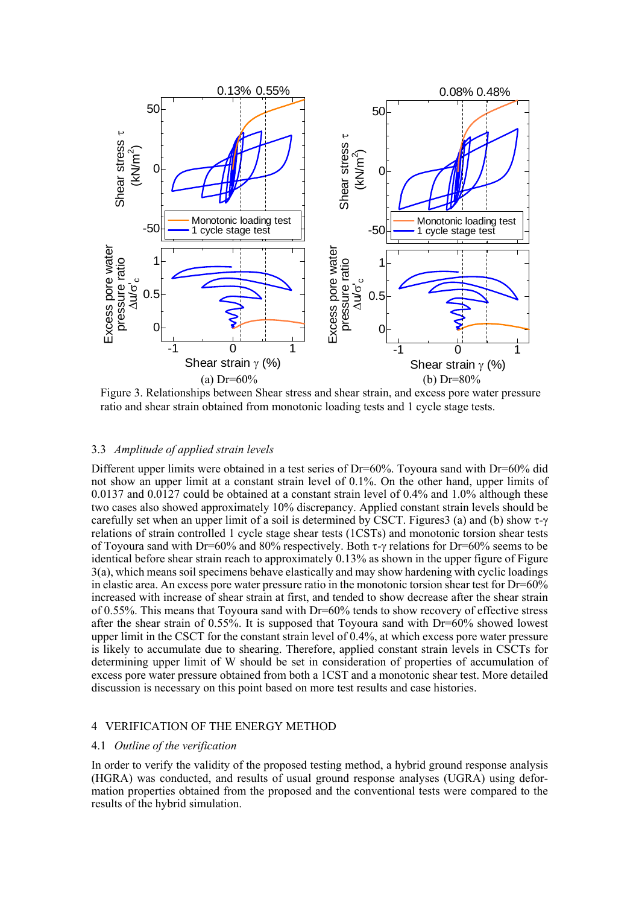(a) Dr=60%

(b) Dr=80%

Figure 3. Relationships between Shear stress and shear strain, and excess pore water pressure ratio and shear strain obtained from monotonic loading tests and 1 cycle stage tests.

### 3.3 *Amplitude of applied strain levels*

Different upper limits were obtained in a test series of Dr=60%. Toyoura sand with Dr=60% did not show an upper limit at a constant strain level of 0.1%. On the other hand, upper limits of 0.0137 and 0.0127 could be obtained at a constant strain level of 0.4% and 1.0% although these two cases also showed approximately 10% discrepancy. Applied constant strain levels should be carefully set when an upper limit of a soil is determined by CSCT. Figures3 (a) and (b) show $\tau$-$\gamma$ relations of strain controlled 1 cycle stage shear tests (1CSTs) and monotonic torsion shear tests of Toyoura sand with Dr=60% and 80% respectively. Both $\tau$-$\gamma$ relations for Dr=60% seems to be identical before shear strain reach to approximately 0.13% as shown in the upper figure of Figure 3(a), which means soil specimens behave elastically and may show hardening with cyclic loadings in elastic area. An excess pore water pressure ratio in the monotonic torsion shear test for Dr=60% increased with increase of shear strain at first, and tended to show decrease after the shear strain of 0.55%. This means that Toyoura sand with Dr=60% tends to show recovery of effective stress after the shear strain of 0.55%. It is supposed that Toyoura sand with Dr=60% showed lowest upper limit in the CSCT for the constant strain level of 0.4%, at which excess pore water pressure is likely to accumulate due to shearing. Therefore, applied constant strain levels in CSCTs for determining upper limit of W should be set in consideration of properties of accumulation of excess pore water pressure obtained from both a 1CST and a monotonic shear test. More detailed discussion is necessary on this point based on more test results and case histories.

## 4 VERIFICATION OF THE ENERGY METHOD

### 4.1 *Outline of the verification*

In order to verify the validity of the proposed testing method, a hybrid ground response analysis (HGRA) was conducted, and results of usual ground response analyses (UGRA) using deformation properties obtained from the proposed and the conventional tests were compared to the results of the hybrid simulation.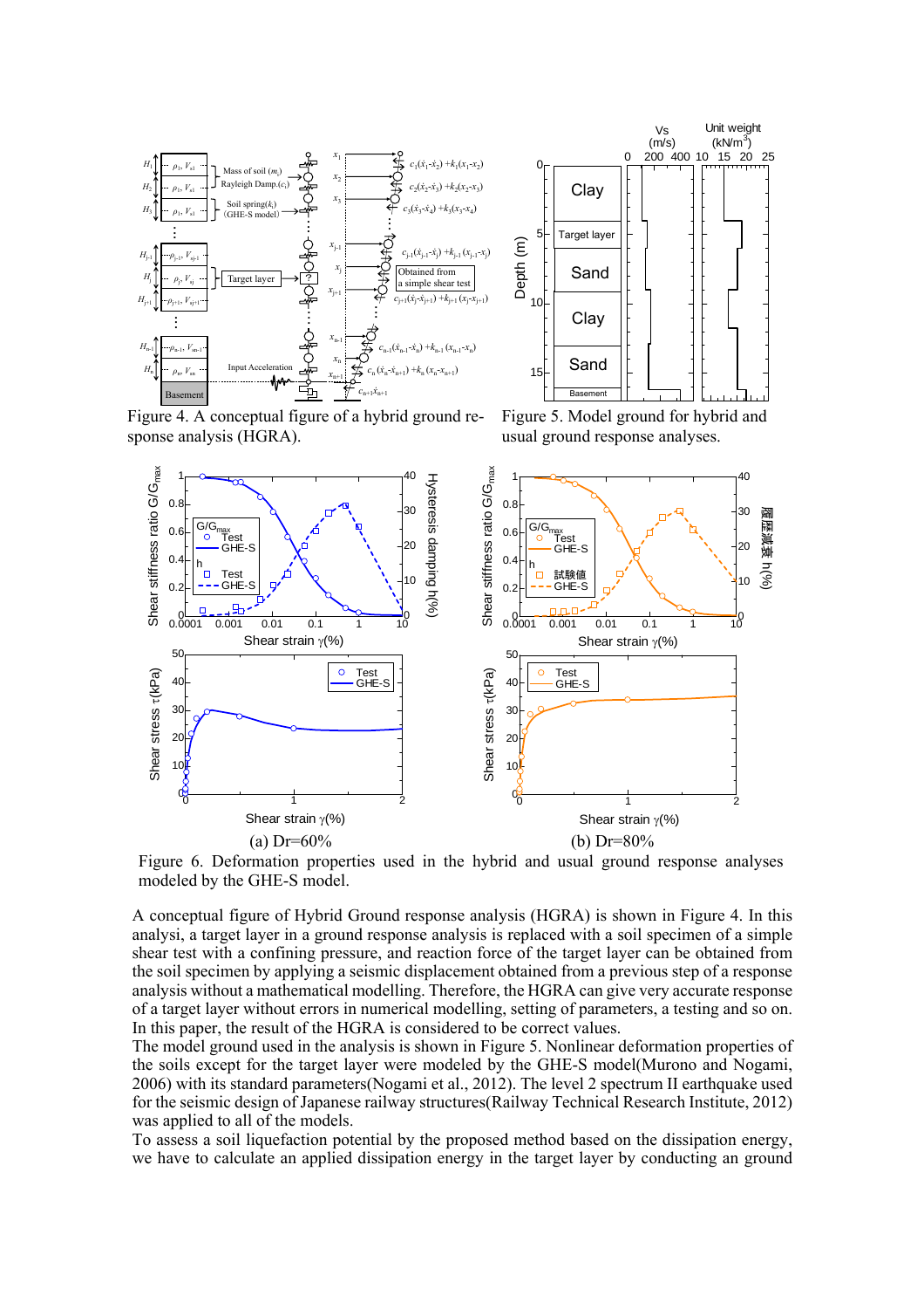Figure 4. A conceptual figure of a hybrid ground response analysis (HGRA).

Figure 5. Model ground for hybrid and usual ground response analyses.

(a) Dr=60%

(b) Dr=80%

Figure 6. Deformation properties used in the hybrid and usual ground response analyses modeled by the GHE-S model.

A conceptual figure of Hybrid Ground response analysis (HGRA) is shown in Figure 4. In this analysi, a target layer in a ground response analysis is replaced with a soil specimen of a simple shear test with a confining pressure, and reaction force of the target layer can be obtained from the soil specimen by applying a seismic displacement obtained from a previous step of a response analysis without a mathematical modelling. Therefore, the HGRA can give very accurate response of a target layer without errors in numerical modelling, setting of parameters, a testing and so on. In this paper, the result of the HGRA is considered to be correct values.

The model ground used in the analysis is shown in Figure 5. Nonlinear deformation properties of the soils except for the target layer were modeled by the GHE-S model(Murono and Nogami, 2006) with its standard parameters(Nogami et al., 2012). The level 2 spectrum II earthquake used for the seismic design of Japanese railway structures(Railway Technical Research Institute, 2012) was applied to all of the models.

To assess a soil liquefaction potential by the proposed method based on the dissipation energy, we have to calculate an applied dissipation energy in the target layer by conducting an ground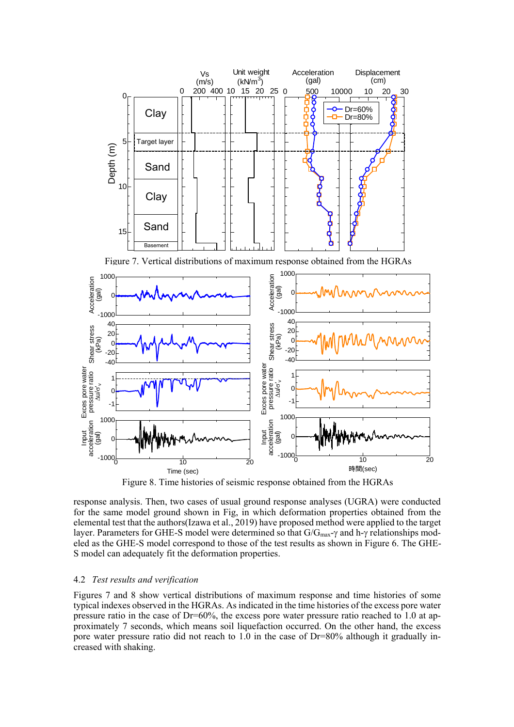Figure 7. Vertical distributions of maximum response obtained from the HGRAs

Figure 8. Time histories of seismic response obtained from the HGRAs

response analysis. Then, two cases of usual ground response analyses (UGRA) were conducted for the same model ground shown in Fig, in which deformation properties obtained from the elemental test that the authors(Izawa et al., 2019) have proposed method were applied to the target layer. Parameters for GHE-S model were determined so that $G/G_{max}$-$\gamma$ and h-$\gamma$ relationships modeled as the GHE-S model correspond to those of the test results as shown in Figure 6. The GHE-S model can adequately fit the deformation properties.

## 4.2 *Test results and verification*

Figures 7 and 8 show vertical distributions of maximum response and time histories of some typical indexes observed in the HGRAs. As indicated in the time histories of the excess pore water pressure ratio in the case of Dr=60%, the excess pore water pressure ratio reached to 1.0 at approximately 7 seconds, which means soil liquefaction occurred. On the other hand, the excess pore water pressure ratio did not reach to 1.0 in the case of Dr=80% although it gradually increased with shaking.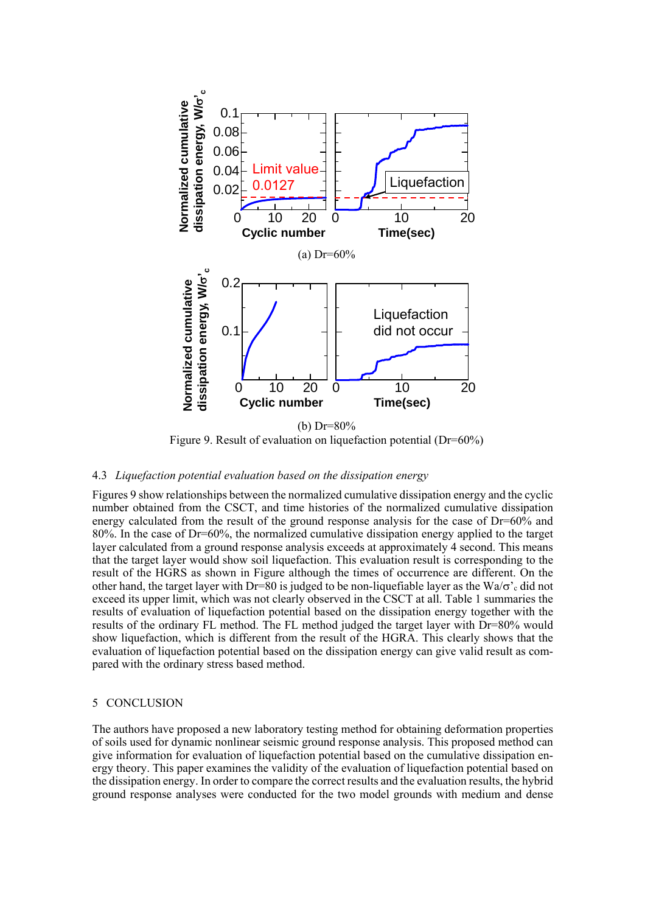(a) Dr=60%

(b) Dr=80%

Figure 9. Result of evaluation on liquefaction potential (Dr=60%)

### 4.3 *Liquefaction potential evaluation based on the dissipation energy*

Figures 9 show relationships between the normalized cumulative dissipation energy and the cyclic number obtained from the CSCT, and time histories of the normalized cumulative dissipation energy calculated from the result of the ground response analysis for the case of Dr=60% and 80%. In the case of Dr=60%, the normalized cumulative dissipation energy applied to the target layer calculated from a ground response analysis exceeds at approximately 4 second. This means that the target layer would show soil liquefaction. This evaluation result is corresponding to the result of the HGRS as shown in Figure although the times of occurrence are different. On the other hand, the target layer with Dr=80 is judged to be non-liquefiable layer as the $Wa/\sigma'_c$ did not exceed its upper limit, which was not clearly observed in the CSCT at all. Table 1 summaries the results of evaluation of liquefaction potential based on the dissipation energy together with the results of the ordinary FL method. The FL method judged the target layer with Dr=80% would show liquefaction, which is different from the result of the HGRA. This clearly shows that the evaluation of liquefaction potential based on the dissipation energy can give valid result as compared with the ordinary stress based method.

## 5 CONCLUSION

The authors have proposed a new laboratory testing method for obtaining deformation properties of soils used for dynamic nonlinear seismic ground response analysis. This proposed method can give information for evaluation of liquefaction potential based on the cumulative dissipation energy theory. This paper examines the validity of the evaluation of liquefaction potential based on the dissipation energy. In order to compare the correct results and the evaluation results, the hybrid ground response analyses were conducted for the two model grounds with medium and dense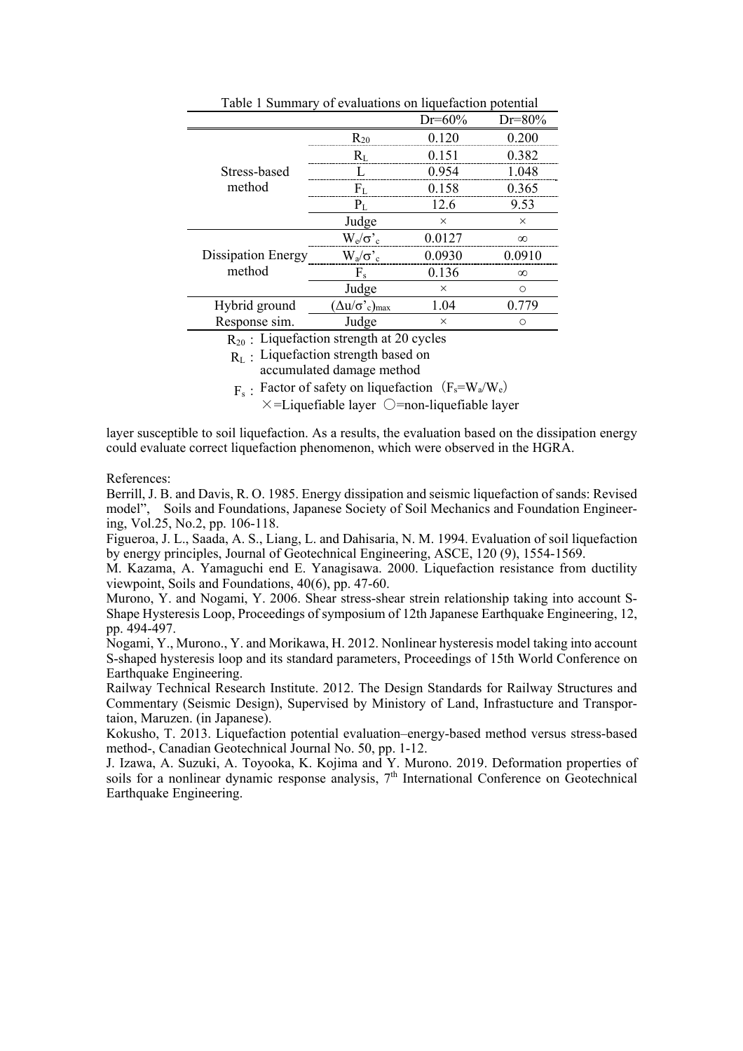Table 1 Summary of evaluations on liquefaction potential

| | | Dr=60% | Dr=80% |
|---|---|---|---|
| Stress-based method | $R_{20}$ | 0.120 | 0.200 |
| | $R_L$ | 0.151 | 0.382 |
| | L | 0.954 | 1.048 |
| | $F_L$ | 0.158 | 0.365 |
| | $P_L$ | 12.6 | 9.53 |
| | Judge | × | × |
| Dissipation Energy method | $W_e/\sigma'_c$ | 0.0127 | ∞ |
| | $W_a/\sigma'_c$ | 0.0930 | 0.0910 |
| | $F_s$ | 0.136 | ∞ |
| | Judge | × | ○ |
| Hybrid ground Response sim. | $(\Delta u/\sigma'_c)_{max}$ | 1.04 | 0.779 |
| | Judge | × | ○ |

$R_{20}$ : Liquefaction strength at 20 cycles
$R_L$ : Liquefaction strength based on accumulated damage method
$F_s$ : Factor of safety on liquefaction（$F_s=W_a/W_e$）
×=Liquefiable layer ○=non-liquefiable layer

layer susceptible to soil liquefaction. As a results, the evaluation based on the dissipation energy could evaluate correct liquefaction phenomenon, which were observed in the HGRA.

References:

Berrill, J. B. and Davis, R. O. 1985. Energy dissipation and seismic liquefaction of sands: Revised model", Soils and Foundations, Japanese Society of Soil Mechanics and Foundation Engineering, Vol.25, No.2, pp. 106-118.

Figueroa, J. L., Saada, A. S., Liang, L. and Dahisaria, N. M. 1994. Evaluation of soil liquefaction by energy principles, Journal of Geotechnical Engineering, ASCE, 120 (9), 1554-1569.

M. Kazama, A. Yamaguchi end E. Yanagisawa. 2000. Liquefaction resistance from ductility viewpoint, Soils and Foundations, 40(6), pp. 47-60.

Murono, Y. and Nogami, Y. 2006. Shear stress-shear strein relationship taking into account S-Shape Hysteresis Loop, Proceedings of symposium of 12th Japanese Earthquake Engineering, 12, pp. 494-497.

Nogami, Y., Murono., Y. and Morikawa, H. 2012. Nonlinear hysteresis model taking into account S-shaped hysteresis loop and its standard parameters, Proceedings of 15th World Conference on Earthquake Engineering.

Railway Technical Research Institute. 2012. The Design Standards for Railway Structures and Commentary (Seismic Design), Supervised by Ministry of Land, Infrastucture and Transportaion, Maruzen. (in Japanese).

Kokusho, T. 2013. Liquefaction potential evaluation–energy-based method versus stress-based method-, Canadian Geotechnical Journal No. 50, pp. 1-12.

J. Izawa, A. Suzuki, A. Toyooka, K. Kojima and Y. Murono. 2019. Deformation properties of soils for a nonlinear dynamic response analysis, 7th International Conference on Geotechnical Earthquake Engineering.